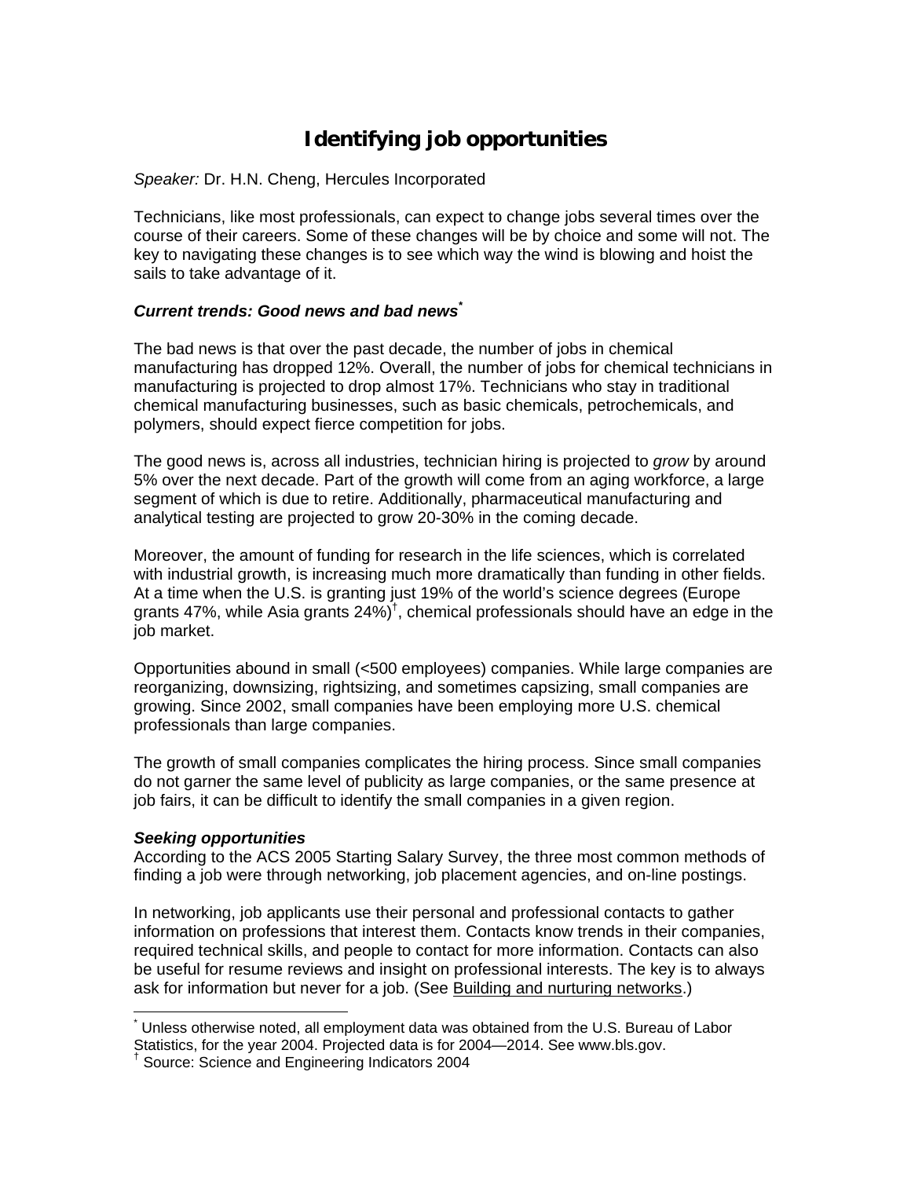# Identifying job opportunities

*Speaker:* Dr. H.N. Cheng, Hercules Incorporated

Technicians, like most professionals, can expect to change jobs several times over the course of their careers. Some of these changes will be by choice and some will not. The key to navigating these changes is to see which way the wind is blowing and hoist the sails to take advantage of it.

### *Current trends: Good news and bad news*[*]

The bad news is that over the past decade, the number of jobs in chemical manufacturing has dropped 12%. Overall, the number of jobs for chemical technicians in manufacturing is projected to drop almost 17%. Technicians who stay in traditional chemical manufacturing businesses, such as basic chemicals, petrochemicals, and polymers, should expect fierce competition for jobs.

The good news is, across all industries, technician hiring is projected to *grow* by around 5% over the next decade. Part of the growth will come from an aging workforce, a large segment of which is due to retire. Additionally, pharmaceutical manufacturing and analytical testing are projected to grow 20-30% in the coming decade.

Moreover, the amount of funding for research in the life sciences, which is correlated with industrial growth, is increasing much more dramatically than funding in other fields. At a time when the U.S. is granting just 19% of the world's science degrees (Europe grants 47%, while Asia grants 24%)[†], chemical professionals should have an edge in the job market.

Opportunities abound in small (<500 employees) companies. While large companies are reorganizing, downsizing, rightsizing, and sometimes capsizing, small companies are growing. Since 2002, small companies have been employing more U.S. chemical professionals than large companies.

The growth of small companies complicates the hiring process. Since small companies do not garner the same level of publicity as large companies, or the same presence at job fairs, it can be difficult to identify the small companies in a given region.

### *Seeking opportunities*

According to the ACS 2005 Starting Salary Survey, the three most common methods of finding a job were through networking, job placement agencies, and on-line postings.

In networking, job applicants use their personal and professional contacts to gather information on professions that interest them. Contacts know trends in their companies, required technical skills, and people to contact for more information. Contacts can also be useful for resume reviews and insight on professional interests. The key is to always ask for information but never for a job. (See Building and nurturing networks.)

---

[*] Unless otherwise noted, all employment data was obtained from the U.S. Bureau of Labor Statistics, for the year 2004. Projected data is for 2004—2014. See www.bls.gov.

[†] Source: Science and Engineering Indicators 2004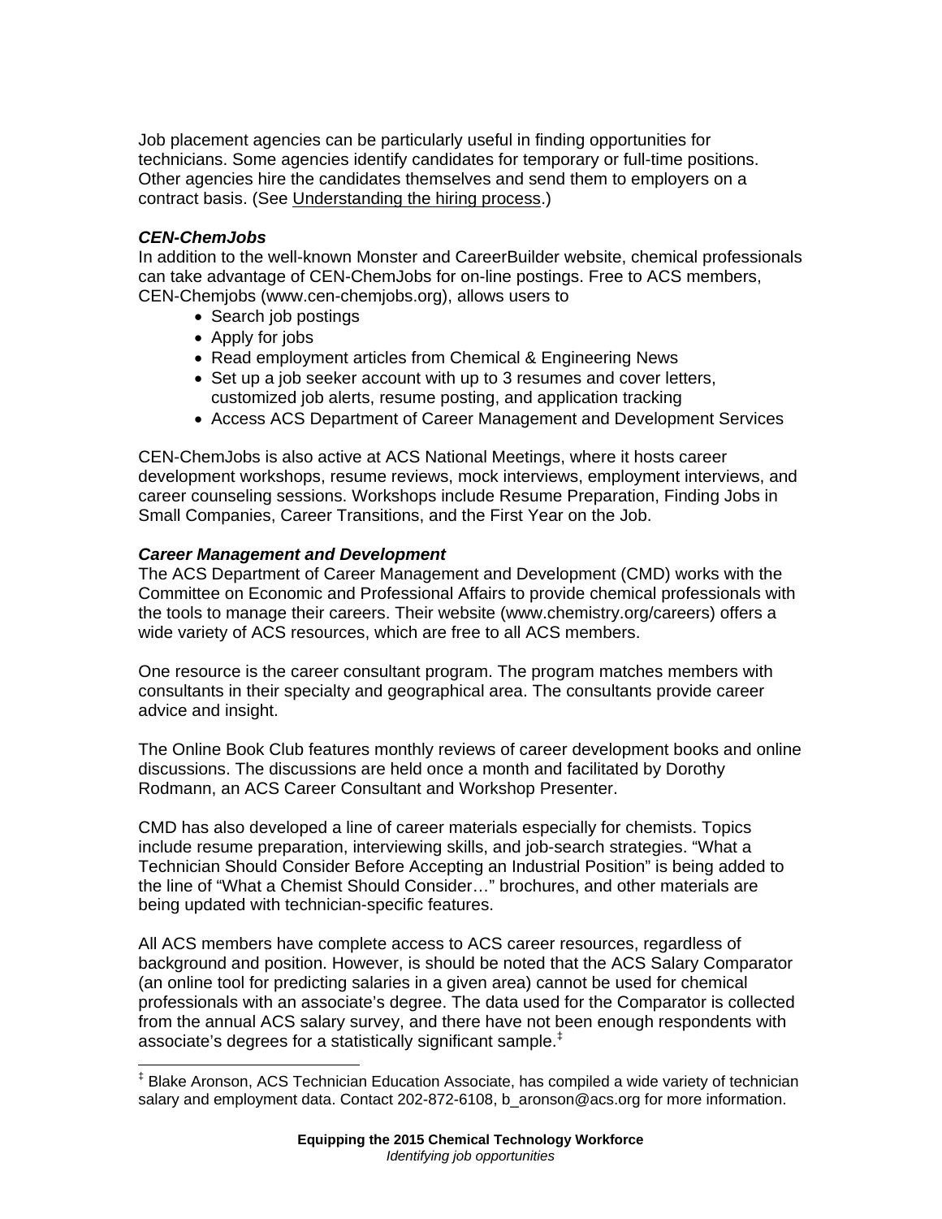Job placement agencies can be particularly useful in finding opportunities for technicians. Some agencies identify candidates for temporary or full-time positions. Other agencies hire the candidates themselves and send them to employers on a contract basis. (See Understanding the hiring process.)

### *CEN-ChemJobs*

In addition to the well-known Monster and CareerBuilder website, chemical professionals can take advantage of CEN-ChemJobs for on-line postings. Free to ACS members, CEN-Chemjobs (www.cen-chemjobs.org), allows users to

- Search job postings
- Apply for jobs
- Read employment articles from Chemical & Engineering News
- Set up a job seeker account with up to 3 resumes and cover letters, customized job alerts, resume posting, and application tracking
- Access ACS Department of Career Management and Development Services

CEN-ChemJobs is also active at ACS National Meetings, where it hosts career development workshops, resume reviews, mock interviews, employment interviews, and career counseling sessions. Workshops include Resume Preparation, Finding Jobs in Small Companies, Career Transitions, and the First Year on the Job.

### *Career Management and Development*

The ACS Department of Career Management and Development (CMD) works with the Committee on Economic and Professional Affairs to provide chemical professionals with the tools to manage their careers. Their website (www.chemistry.org/careers) offers a wide variety of ACS resources, which are free to all ACS members.

One resource is the career consultant program. The program matches members with consultants in their specialty and geographical area. The consultants provide career advice and insight.

The Online Book Club features monthly reviews of career development books and online discussions. The discussions are held once a month and facilitated by Dorothy Rodmann, an ACS Career Consultant and Workshop Presenter.

CMD has also developed a line of career materials especially for chemists. Topics include resume preparation, interviewing skills, and job-search strategies. "What a Technician Should Consider Before Accepting an Industrial Position" is being added to the line of "What a Chemist Should Consider…" brochures, and other materials are being updated with technician-specific features.

All ACS members have complete access to ACS career resources, regardless of background and position. However, is should be noted that the ACS Salary Comparator (an online tool for predicting salaries in a given area) cannot be used for chemical professionals with an associate's degree. The data used for the Comparator is collected from the annual ACS salary survey, and there have not been enough respondents with associate's degrees for a statistically significant sample.[‡]

---

[‡] Blake Aronson, ACS Technician Education Associate, has compiled a wide variety of technician salary and employment data. Contact 202-872-6108, b_aronson@acs.org for more information.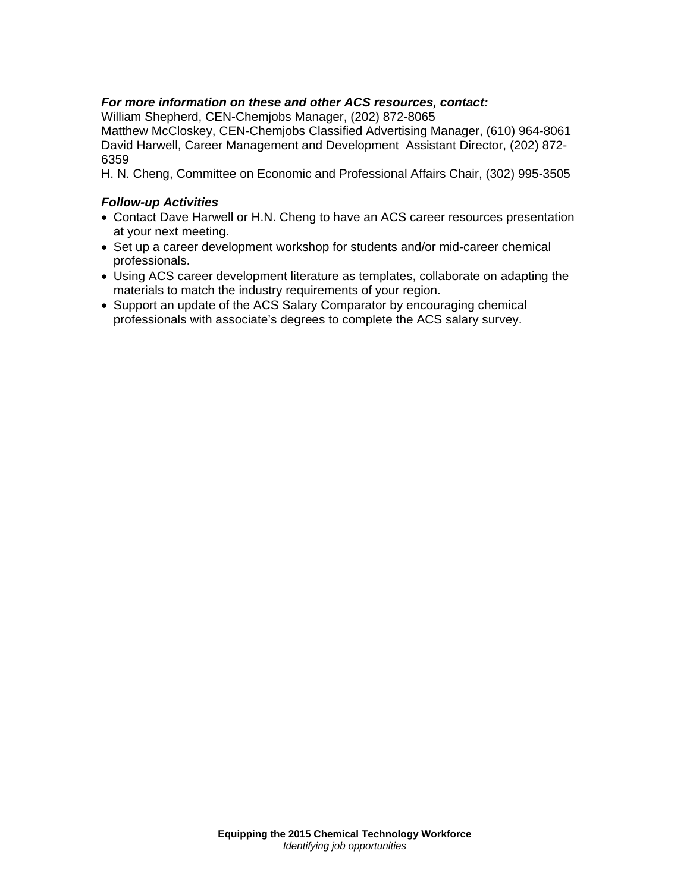***For more information on these and other ACS resources, contact:***

William Shepherd, CEN-Chemjobs Manager, (202) 872-8065
Matthew McCloskey, CEN-Chemjobs Classified Advertising Manager, (610) 964-8061
David Harwell, Career Management and Development Assistant Director, (202) 872-6359
H. N. Cheng, Committee on Economic and Professional Affairs Chair, (302) 995-3505

***Follow-up Activities***

- Contact Dave Harwell or H.N. Cheng to have an ACS career resources presentation at your next meeting.
- Set up a career development workshop for students and/or mid-career chemical professionals.
- Using ACS career development literature as templates, collaborate on adapting the materials to match the industry requirements of your region.
- Support an update of the ACS Salary Comparator by encouraging chemical professionals with associate's degrees to complete the ACS salary survey.